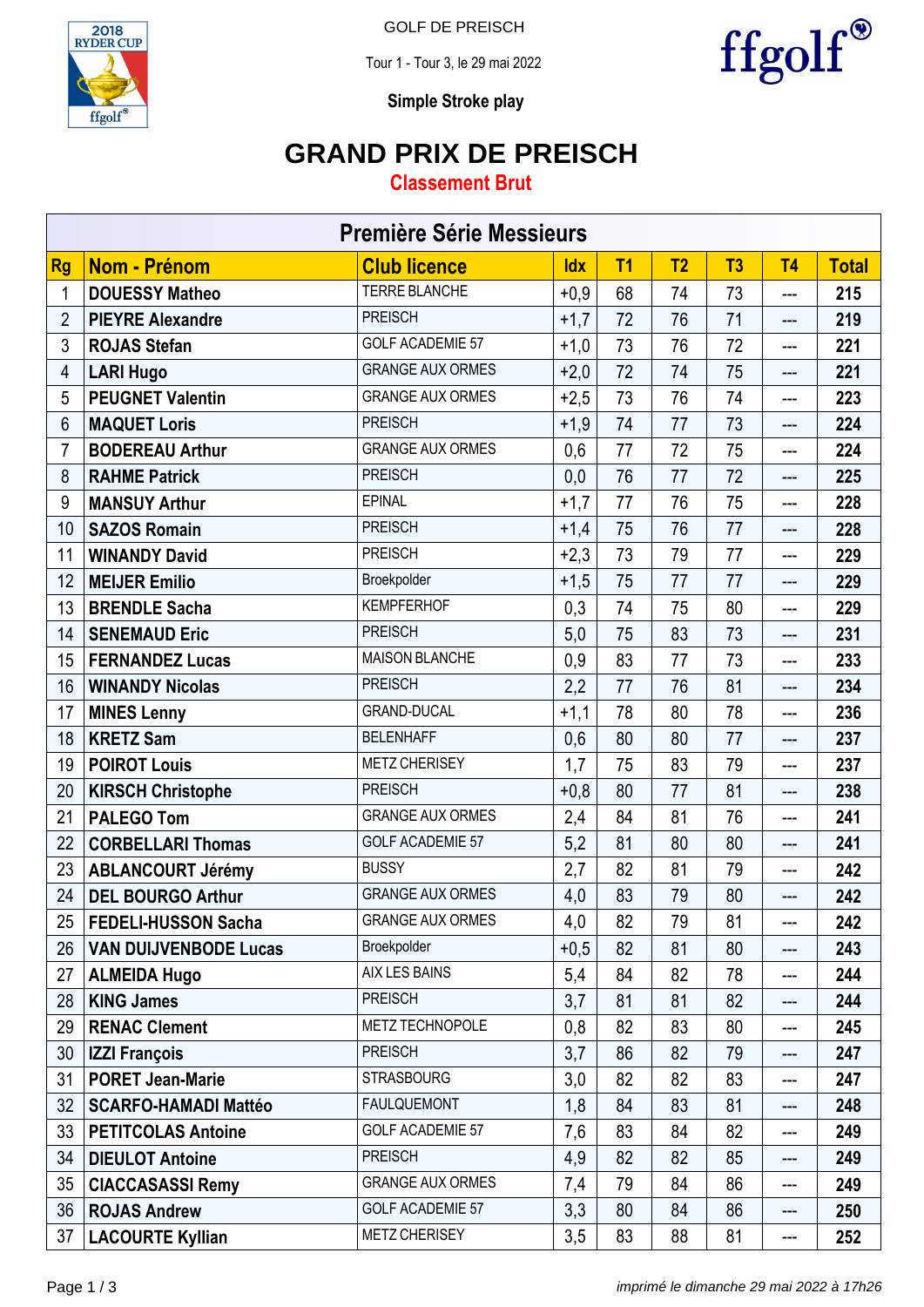GOLF DE PREISCH

Tour 1 - Tour 3, le 29 mai 2022

**Simple Stroke play**

# GRAND PRIX DE PREISCH

## Classement Brut

| Première Série Messieurs | | | | | | | | |
|---|---|---|---|---|---|---|---|---|
| **Rg** | **Nom - Prénom** | **Club licence** | **Idx** | **T1** | **T2** | **T3** | **T4** | **Total** |
| 1 | **DOUESSY Matheo** | TERRE BLANCHE | +0,9 | 68 | 74 | 73 | --- | **215** |
| 2 | **PIEYRE Alexandre** | PREISCH | +1,7 | 72 | 76 | 71 | --- | **219** |
| 3 | **ROJAS Stefan** | GOLF ACADEMIE 57 | +1,0 | 73 | 76 | 72 | --- | **221** |
| 4 | **LARI Hugo** | GRANGE AUX ORMES | +2,0 | 72 | 74 | 75 | --- | **221** |
| 5 | **PEUGNET Valentin** | GRANGE AUX ORMES | +2,5 | 73 | 76 | 74 | --- | **223** |
| 6 | **MAQUET Loris** | PREISCH | +1,9 | 74 | 77 | 73 | --- | **224** |
| 7 | **BODEREAU Arthur** | GRANGE AUX ORMES | 0,6 | 77 | 72 | 75 | --- | **224** |
| 8 | **RAHME Patrick** | PREISCH | 0,0 | 76 | 77 | 72 | --- | **225** |
| 9 | **MANSUY Arthur** | EPINAL | +1,7 | 77 | 76 | 75 | --- | **228** |
| 10 | **SAZOS Romain** | PREISCH | +1,4 | 75 | 76 | 77 | --- | **228** |
| 11 | **WINANDY David** | PREISCH | +2,3 | 73 | 79 | 77 | --- | **229** |
| 12 | **MEIJER Emilio** | Broekpolder | +1,5 | 75 | 77 | 77 | --- | **229** |
| 13 | **BRENDLE Sacha** | KEMPFERHOF | 0,3 | 74 | 75 | 80 | --- | **229** |
| 14 | **SENEMAUD Eric** | PREISCH | 5,0 | 75 | 83 | 73 | --- | **231** |
| 15 | **FERNANDEZ Lucas** | MAISON BLANCHE | 0,9 | 83 | 77 | 73 | --- | **233** |
| 16 | **WINANDY Nicolas** | PREISCH | 2,2 | 77 | 76 | 81 | --- | **234** |
| 17 | **MINES Lenny** | GRAND-DUCAL | +1,1 | 78 | 80 | 78 | --- | **236** |
| 18 | **KRETZ Sam** | BELENHAFF | 0,6 | 80 | 80 | 77 | --- | **237** |
| 19 | **POIROT Louis** | METZ CHERISEY | 1,7 | 75 | 83 | 79 | --- | **237** |
| 20 | **KIRSCH Christophe** | PREISCH | +0,8 | 80 | 77 | 81 | --- | **238** |
| 21 | **PALEGO Tom** | GRANGE AUX ORMES | 2,4 | 84 | 81 | 76 | --- | **241** |
| 22 | **CORBELLARI Thomas** | GOLF ACADEMIE 57 | 5,2 | 81 | 80 | 80 | --- | **241** |
| 23 | **ABLANCOURT Jérémy** | BUSSY | 2,7 | 82 | 81 | 79 | --- | **242** |
| 24 | **DEL BOURGO Arthur** | GRANGE AUX ORMES | 4,0 | 83 | 79 | 80 | --- | **242** |
| 25 | **FEDELI-HUSSON Sacha** | GRANGE AUX ORMES | 4,0 | 82 | 79 | 81 | --- | **242** |
| 26 | **VAN DUIJVENBODE Lucas** | Broekpolder | +0,5 | 82 | 81 | 80 | --- | **243** |
| 27 | **ALMEIDA Hugo** | AIX LES BAINS | 5,4 | 84 | 82 | 78 | --- | **244** |
| 28 | **KING James** | PREISCH | 3,7 | 81 | 81 | 82 | --- | **244** |
| 29 | **RENAC Clement** | METZ TECHNOPOLE | 0,8 | 82 | 83 | 80 | --- | **245** |
| 30 | **IZZI François** | PREISCH | 3,7 | 86 | 82 | 79 | --- | **247** |
| 31 | **PORET Jean-Marie** | STRASBOURG | 3,0 | 82 | 82 | 83 | --- | **247** |
| 32 | **SCARFO-HAMADI Mattéo** | FAULQUEMONT | 1,8 | 84 | 83 | 81 | --- | **248** |
| 33 | **PETITCOLAS Antoine** | GOLF ACADEMIE 57 | 7,6 | 83 | 84 | 82 | --- | **249** |
| 34 | **DIEULOT Antoine** | PREISCH | 4,9 | 82 | 82 | 85 | --- | **249** |
| 35 | **CIACCASASSI Remy** | GRANGE AUX ORMES | 7,4 | 79 | 84 | 86 | --- | **249** |
| 36 | **ROJAS Andrew** | GOLF ACADEMIE 57 | 3,3 | 80 | 84 | 86 | --- | **250** |
| 37 | **LACOURTE Kyllian** | METZ CHERISEY | 3,5 | 83 | 88 | 81 | --- | **252** |

*imprimé le dimanche 29 mai 2022 à 17h26*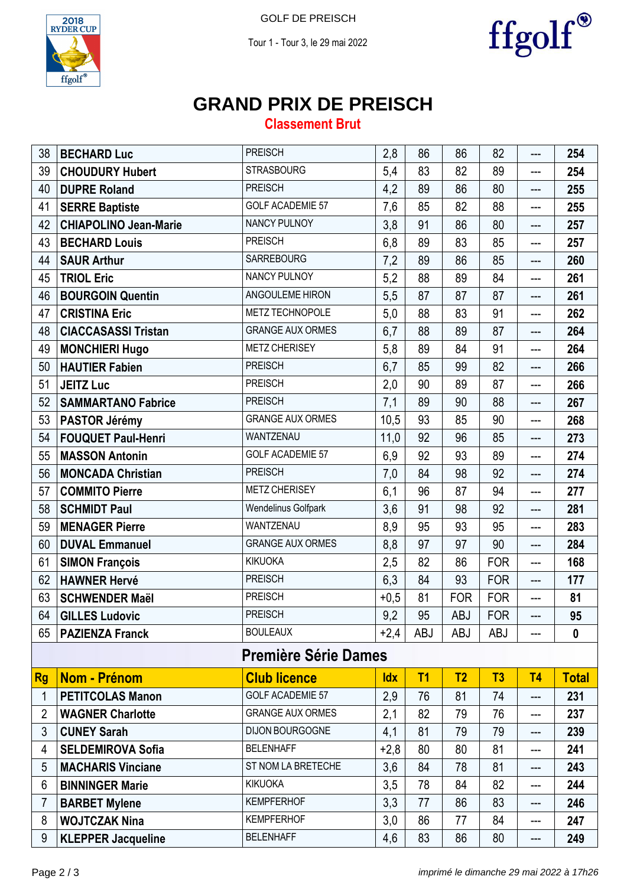GOLF DE PREISCH

Tour 1 - Tour 3, le 29 mai 2022

# GRAND PRIX DE PREISCH

## Classement Brut

| | | | | | | | | |
|---|---|---|---|---|---|---|---|---|
| 38 | **BECHARD Luc** | PREISCH | 2,8 | 86 | 86 | 82 | --- | **254** |
| 39 | **CHOUDURY Hubert** | STRASBOURG | 5,4 | 83 | 82 | 89 | --- | **254** |
| 40 | **DUPRE Roland** | PREISCH | 4,2 | 89 | 86 | 80 | --- | **255** |
| 41 | **SERRE Baptiste** | GOLF ACADEMIE 57 | 7,6 | 85 | 82 | 88 | --- | **255** |
| 42 | **CHIAPOLINO Jean-Marie** | NANCY PULNOY | 3,8 | 91 | 86 | 80 | --- | **257** |
| 43 | **BECHARD Louis** | PREISCH | 6,8 | 89 | 83 | 85 | --- | **257** |
| 44 | **SAUR Arthur** | SARREBOURG | 7,2 | 89 | 86 | 85 | --- | **260** |
| 45 | **TRIOL Eric** | NANCY PULNOY | 5,2 | 88 | 89 | 84 | --- | **261** |
| 46 | **BOURGOIN Quentin** | ANGOULEME HIRON | 5,5 | 87 | 87 | 87 | --- | **261** |
| 47 | **CRISTINA Eric** | METZ TECHNOPOLE | 5,0 | 88 | 83 | 91 | --- | **262** |
| 48 | **CIACCASASSI Tristan** | GRANGE AUX ORMES | 6,7 | 88 | 89 | 87 | --- | **264** |
| 49 | **MONCHIERI Hugo** | METZ CHERISEY | 5,8 | 89 | 84 | 91 | --- | **264** |
| 50 | **HAUTIER Fabien** | PREISCH | 6,7 | 85 | 99 | 82 | --- | **266** |
| 51 | **JEITZ Luc** | PREISCH | 2,0 | 90 | 89 | 87 | --- | **266** |
| 52 | **SAMMARTANO Fabrice** | PREISCH | 7,1 | 89 | 90 | 88 | --- | **267** |
| 53 | **PASTOR Jérémy** | GRANGE AUX ORMES | 10,5 | 93 | 85 | 90 | --- | **268** |
| 54 | **FOUQUET Paul-Henri** | WANTZENAU | 11,0 | 92 | 96 | 85 | --- | **273** |
| 55 | **MASSON Antonin** | GOLF ACADEMIE 57 | 6,9 | 92 | 93 | 89 | --- | **274** |
| 56 | **MONCADA Christian** | PREISCH | 7,0 | 84 | 98 | 92 | --- | **274** |
| 57 | **COMMITO Pierre** | METZ CHERISEY | 6,1 | 96 | 87 | 94 | --- | **277** |
| 58 | **SCHMIDT Paul** | Wendelinus Golfpark | 3,6 | 91 | 98 | 92 | --- | **281** |
| 59 | **MENAGER Pierre** | WANTZENAU | 8,9 | 95 | 93 | 95 | --- | **283** |
| 60 | **DUVAL Emmanuel** | GRANGE AUX ORMES | 8,8 | 97 | 97 | 90 | --- | **284** |
| 61 | **SIMON François** | KIKUOKA | 2,5 | 82 | 86 | FOR | --- | **168** |
| 62 | **HAWNER Hervé** | PREISCH | 6,3 | 84 | 93 | FOR | --- | **177** |
| 63 | **SCHWENDER Maël** | PREISCH | +0,5 | 81 | FOR | FOR | --- | **81** |
| 64 | **GILLES Ludovic** | PREISCH | 9,2 | 95 | ABJ | FOR | --- | **95** |
| 65 | **PAZIENZA Franck** | BOULEAUX | +2,4 | ABJ | ABJ | ABJ | --- | **0** |

### Première Série Dames

| Rg | Nom - Prénom | Club licence | Idx | T1 | T2 | T3 | T4 | Total |
|---|---|---|---|---|---|---|---|---|
| 1 | **PETITCOLAS Manon** | GOLF ACADEMIE 57 | 2,9 | 76 | 81 | 74 | --- | **231** |
| 2 | **WAGNER Charlotte** | GRANGE AUX ORMES | 2,1 | 82 | 79 | 76 | --- | **237** |
| 3 | **CUNEY Sarah** | DIJON BOURGOGNE | 4,1 | 81 | 79 | 79 | --- | **239** |
| 4 | **SELDEMIROVA Sofia** | BELENHAFF | +2,8 | 80 | 80 | 81 | --- | **241** |
| 5 | **MACHARIS Vinciane** | ST NOM LA BRETECHE | 3,6 | 84 | 78 | 81 | --- | **243** |
| 6 | **BINNINGER Marie** | KIKUOKA | 3,5 | 78 | 84 | 82 | --- | **244** |
| 7 | **BARBET Mylene** | KEMPFERHOF | 3,3 | 77 | 86 | 83 | --- | **246** |
| 8 | **WOJTCZAK Nina** | KEMPFERHOF | 3,0 | 86 | 77 | 84 | --- | **247** |
| 9 | **KLEPPER Jacqueline** | BELENHAFF | 4,6 | 83 | 86 | 80 | --- | **249** |

*imprimé le dimanche 29 mai 2022 à 17h26*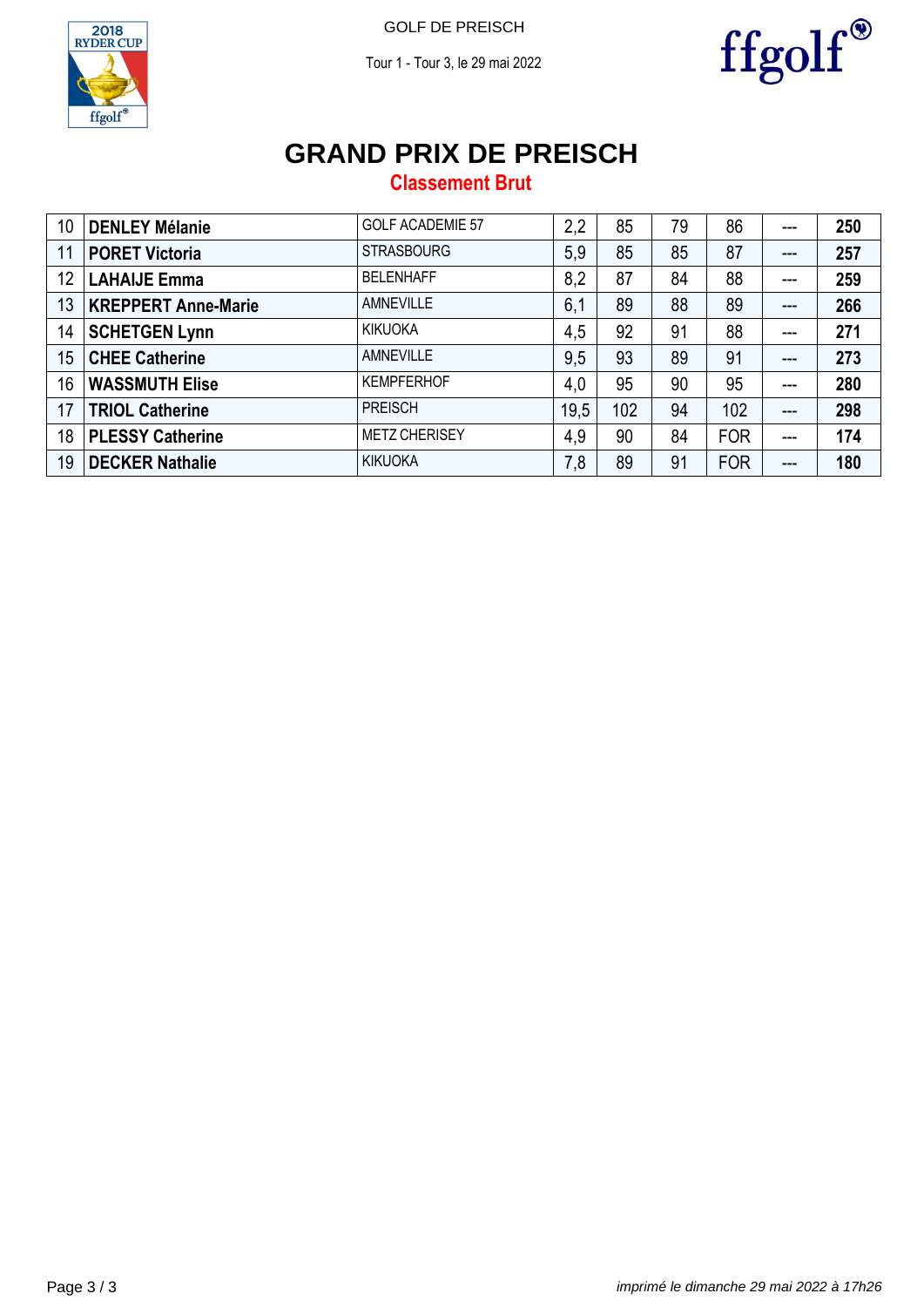GOLF DE PREISCH

Tour 1 - Tour 3, le 29 mai 2022

# GRAND PRIX DE PREISCH

## Classement Brut

| | | | | | | | | |
|---|---|---|---|---|---|---|---|---|
| 10 | **DENLEY Mélanie** | GOLF ACADEMIE 57 | 2,2 | 85 | 79 | 86 | --- | **250** |
| 11 | **PORET Victoria** | STRASBOURG | 5,9 | 85 | 85 | 87 | --- | **257** |
| 12 | **LAHAIJE Emma** | BELENHAFF | 8,2 | 87 | 84 | 88 | --- | **259** |
| 13 | **KREPPERT Anne-Marie** | AMNEVILLE | 6,1 | 89 | 88 | 89 | --- | **266** |
| 14 | **SCHETGEN Lynn** | KIKUOKA | 4,5 | 92 | 91 | 88 | --- | **271** |
| 15 | **CHEE Catherine** | AMNEVILLE | 9,5 | 93 | 89 | 91 | --- | **273** |
| 16 | **WASSMUTH Elise** | KEMPFERHOF | 4,0 | 95 | 90 | 95 | --- | **280** |
| 17 | **TRIOL Catherine** | PREISCH | 19,5 | 102 | 94 | 102 | --- | **298** |
| 18 | **PLESSY Catherine** | METZ CHERISEY | 4,9 | 90 | 84 | FOR | --- | **174** |
| 19 | **DECKER Nathalie** | KIKUOKA | 7,8 | 89 | 91 | FOR | --- | **180** |

*imprimé le dimanche 29 mai 2022 à 17h26*